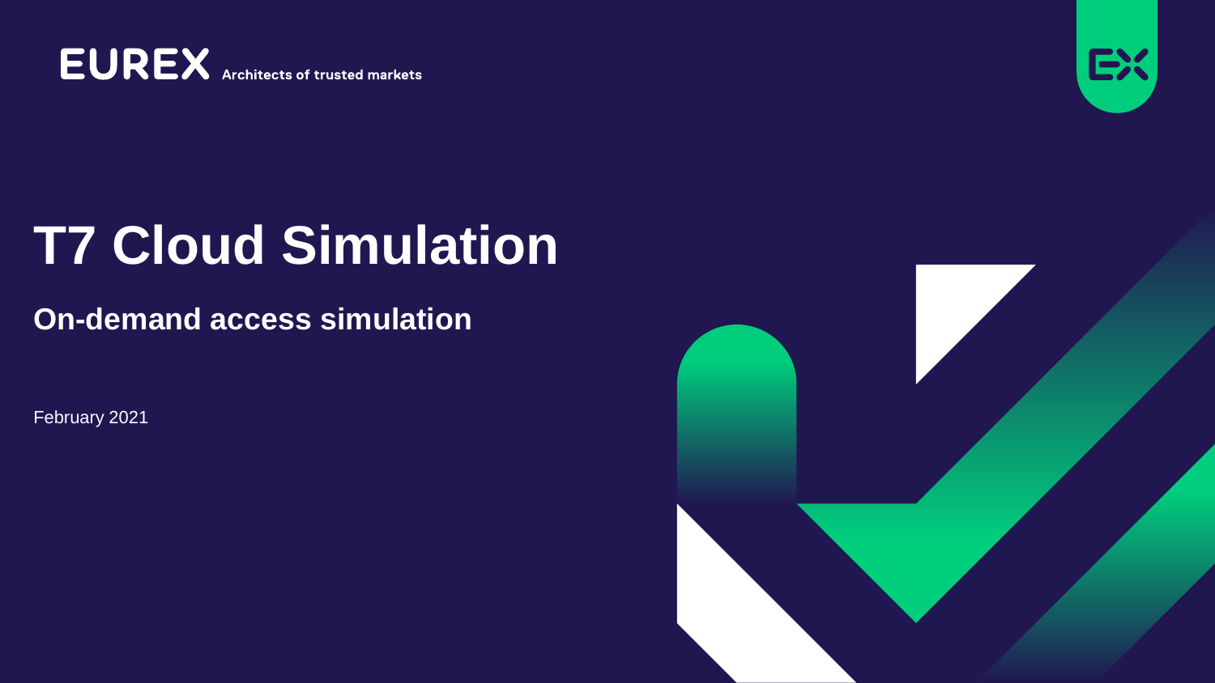EUREX Architects of trusted markets

# T7 Cloud Simulation

## On-demand access simulation

February 2021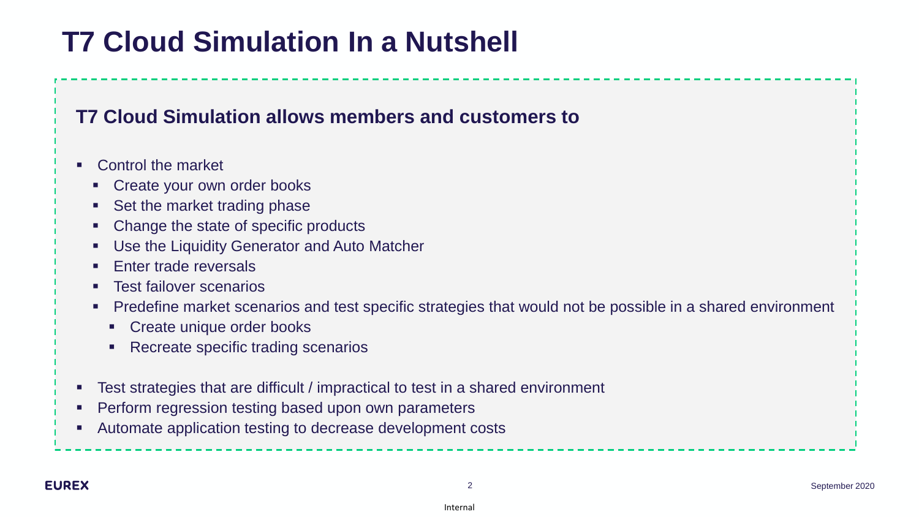# T7 Cloud Simulation In a Nutshell

### T7 Cloud Simulation allows members and customers to

- Control the market
  - Create your own order books
  - Set the market trading phase
  - Change the state of specific products
  - Use the Liquidity Generator and Auto Matcher
  - Enter trade reversals
  - Test failover scenarios
  - Predefine market scenarios and test specific strategies that would not be possible in a shared environment
    - Create unique order books
    - Recreate specific trading scenarios
- Test strategies that are difficult / impractical to test in a shared environment
- Perform regression testing based upon own parameters
- Automate application testing to decrease development costs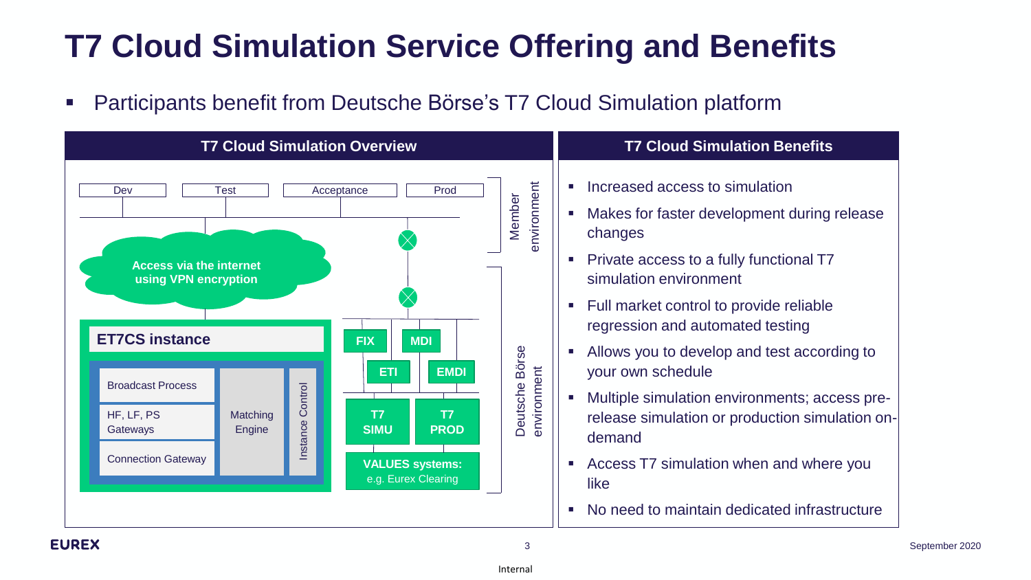# T7 Cloud Simulation Service Offering and Benefits

- Participants benefit from Deutsche Börse's T7 Cloud Simulation platform

## T7 Cloud Simulation Overview

**Member environment**

Dev | Test | Acceptance | Prod

**Access via the internet using VPN encryption**

**Deutsche Börse environment**

**ET7CS instance**

- Broadcast Process
- HF, LF, PS Gateways
- Connection Gateway
- Matching Engine
- Instance Control

**FIX** | **MDI** | **ETI** | **EMDI**

**T7 SIMU** | **T7 PROD**

**VALUES systems:** e.g. Eurex Clearing

## T7 Cloud Simulation Benefits

- Increased access to simulation
- Makes for faster development during release changes
- Private access to a fully functional T7 simulation environment
- Full market control to provide reliable regression and automated testing
- Allows you to develop and test according to your own schedule
- Multiple simulation environments; access pre-release simulation or production simulation on-demand
- Access T7 simulation when and where you like
- No need to maintain dedicated infrastructure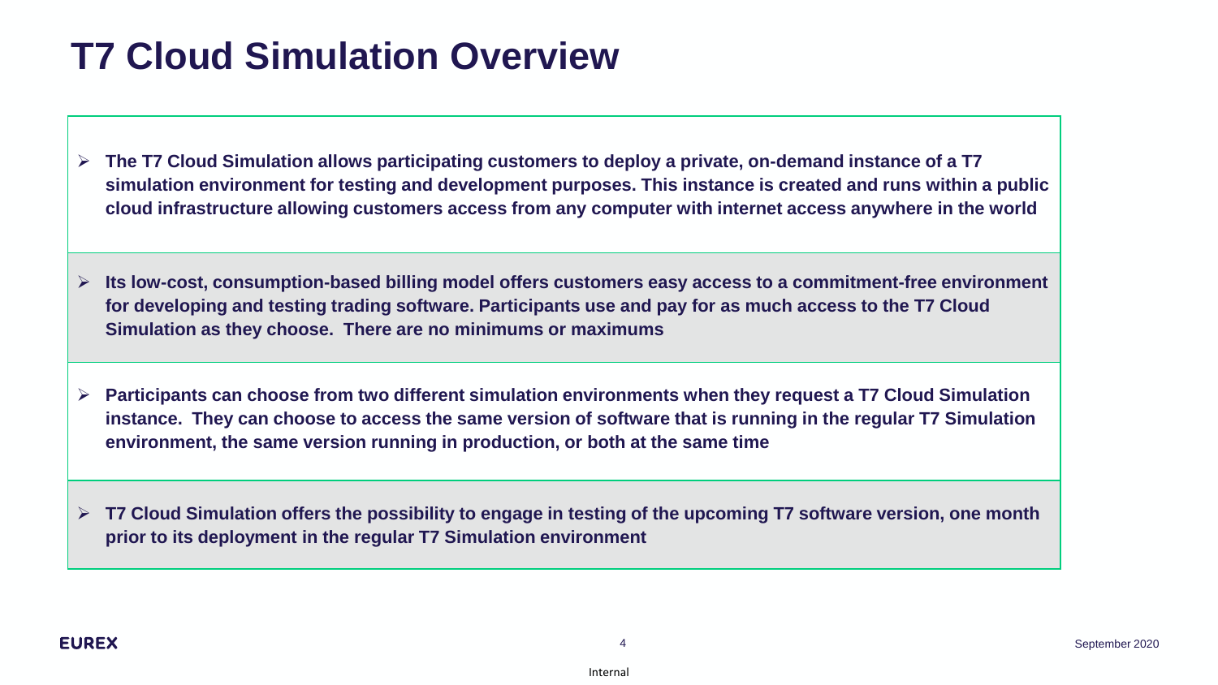# T7 Cloud Simulation Overview

- **The T7 Cloud Simulation allows participating customers to deploy a private, on-demand instance of a T7 simulation environment for testing and development purposes. This instance is created and runs within a public cloud infrastructure allowing customers access from any computer with internet access anywhere in the world**

- **Its low-cost, consumption-based billing model offers customers easy access to a commitment-free environment for developing and testing trading software. Participants use and pay for as much access to the T7 Cloud Simulation as they choose. There are no minimums or maximums**

- **Participants can choose from two different simulation environments when they request a T7 Cloud Simulation instance. They can choose to access the same version of software that is running in the regular T7 Simulation environment, the same version running in production, or both at the same time**

- **T7 Cloud Simulation offers the possibility to engage in testing of the upcoming T7 software version, one month prior to its deployment in the regular T7 Simulation environment**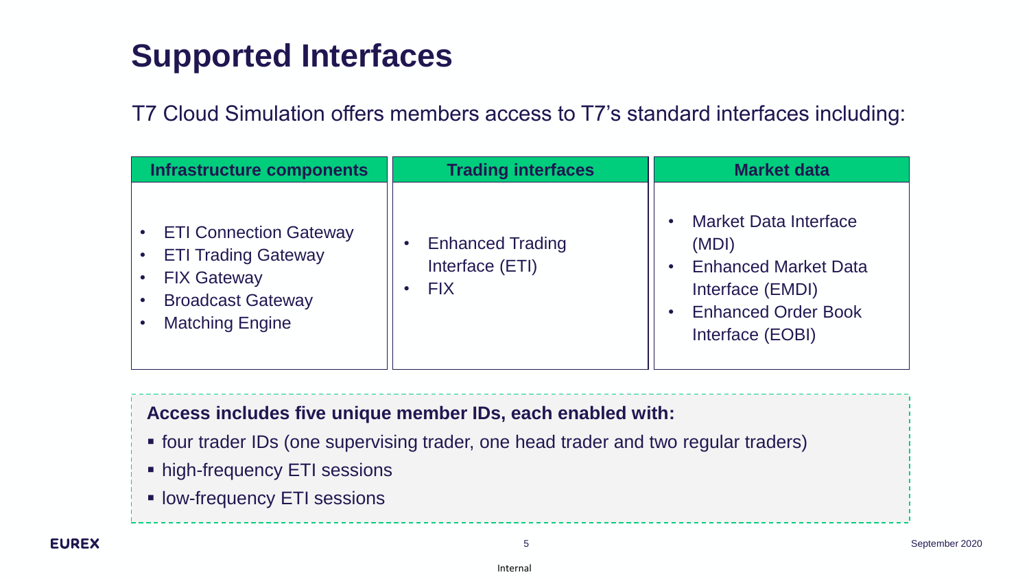# Supported Interfaces

T7 Cloud Simulation offers members access to T7's standard interfaces including:

| Infrastructure components | Trading interfaces | Market data |
| --- | --- | --- |
| • ETI Connection Gateway<br>• ETI Trading Gateway<br>• FIX Gateway<br>• Broadcast Gateway<br>• Matching Engine | • Enhanced Trading Interface (ETI)<br>• FIX | • Market Data Interface (MDI)<br>• Enhanced Market Data Interface (EMDI)<br>• Enhanced Order Book Interface (EOBI) |

**Access includes five unique member IDs, each enabled with:**

- four trader IDs (one supervising trader, one head trader and two regular traders)
- high-frequency ETI sessions
- low-frequency ETI sessions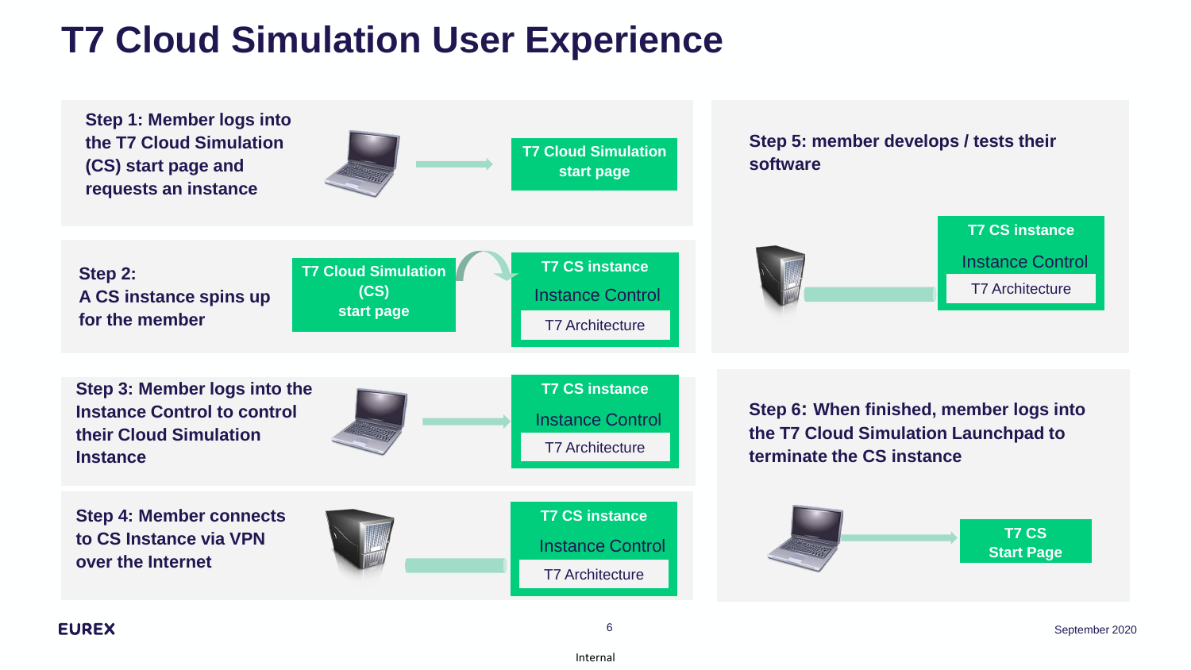# T7 Cloud Simulation User Experience

**Step 1: Member logs into the T7 Cloud Simulation (CS) start page and requests an instance**

T7 Cloud Simulation start page

**Step 2: A CS instance spins up for the member**

T7 Cloud Simulation (CS) start page

T7 CS instance
Instance Control
T7 Architecture

**Step 3: Member logs into the Instance Control to control their Cloud Simulation Instance**

T7 CS instance
Instance Control
T7 Architecture

**Step 4: Member connects to CS Instance via VPN over the Internet**

T7 CS instance
Instance Control
T7 Architecture

**Step 5: member develops / tests their software**

T7 CS instance
Instance Control
T7 Architecture

**Step 6: When finished, member logs into the T7 Cloud Simulation Launchpad to terminate the CS instance**

T7 CS Start Page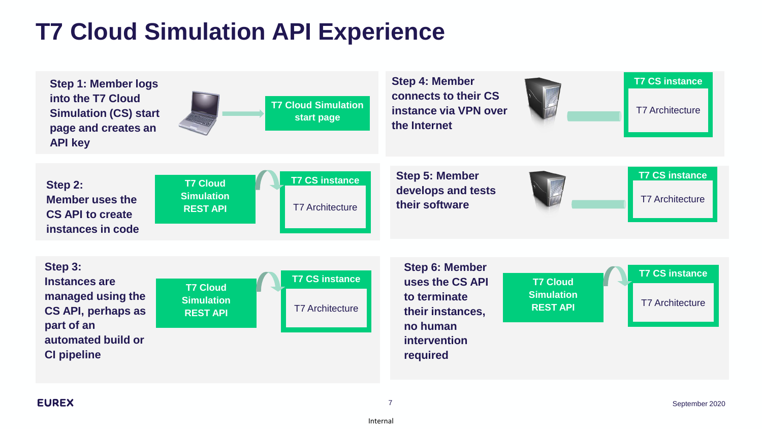# T7 Cloud Simulation API Experience

**Step 1: Member logs into the T7 Cloud Simulation (CS) start page and creates an API key**

T7 Cloud Simulation start page

**Step 2: Member uses the CS API to create instances in code**

T7 Cloud Simulation REST API

T7 CS instance

T7 Architecture

**Step 3: Instances are managed using the CS API, perhaps as part of an automated build or CI pipeline**

T7 Cloud Simulation REST API

T7 CS instance

T7 Architecture

**Step 4: Member connects to their CS instance via VPN over the Internet**

T7 CS instance

T7 Architecture

**Step 5: Member develops and tests their software**

T7 CS instance

T7 Architecture

**Step 6: Member uses the CS API to terminate their instances, no human intervention required**

T7 Cloud Simulation REST API

T7 CS instance

T7 Architecture

EUREX

September 2020

Internal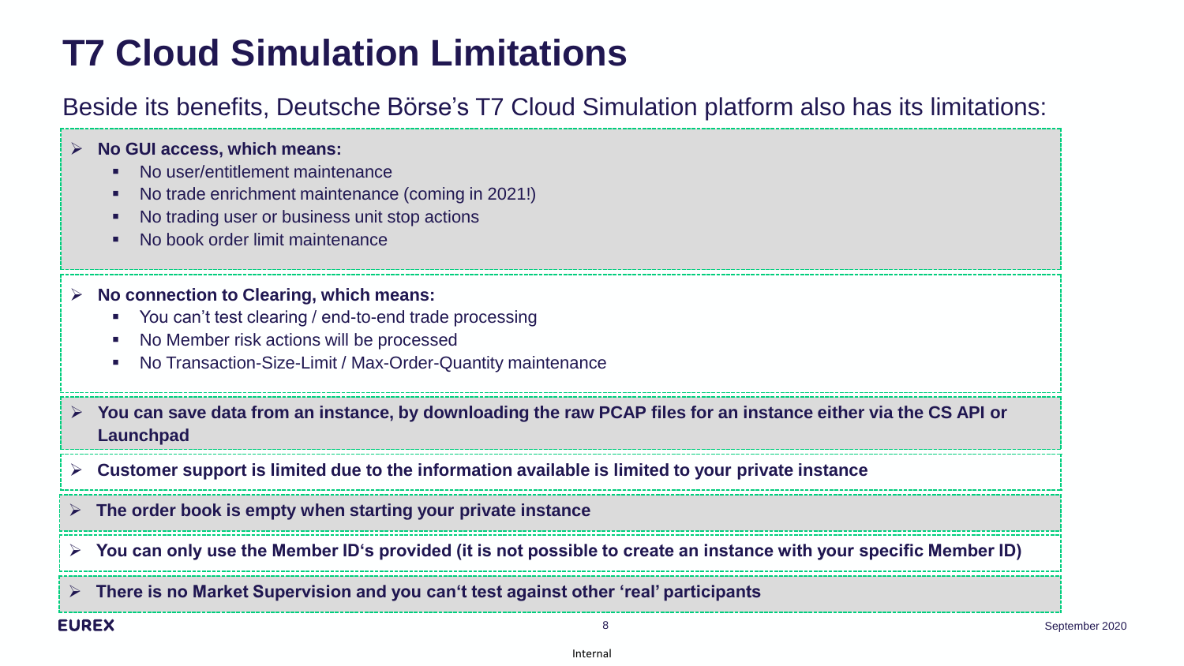# T7 Cloud Simulation Limitations

Beside its benefits, Deutsche Börse's T7 Cloud Simulation platform also has its limitations:

- **No GUI access, which means:**
  - No user/entitlement maintenance
  - No trade enrichment maintenance (coming in 2021!)
  - No trading user or business unit stop actions
  - No book order limit maintenance
- **No connection to Clearing, which means:**
  - You can't test clearing / end-to-end trade processing
  - No Member risk actions will be processed
  - No Transaction-Size-Limit / Max-Order-Quantity maintenance
- **You can save data from an instance, by downloading the raw PCAP files for an instance either via the CS API or Launchpad**
- **Customer support is limited due to the information available is limited to your private instance**
- **The order book is empty when starting your private instance**
- **You can only use the Member ID's provided (it is not possible to create an instance with your specific Member ID)**
- **There is no Market Supervision and you can't test against other 'real' participants**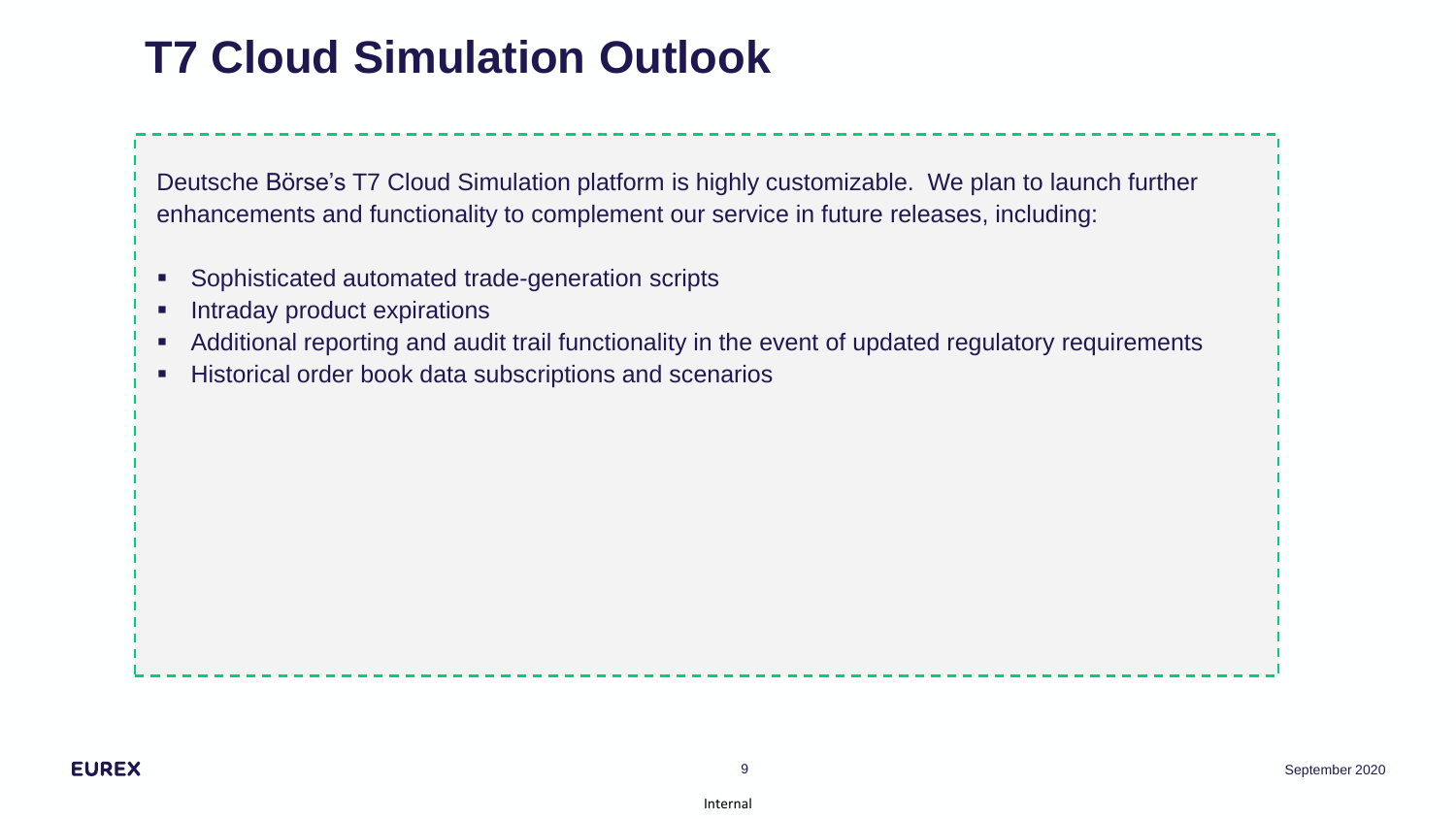# T7 Cloud Simulation Outlook

Deutsche Börse's T7 Cloud Simulation platform is highly customizable. We plan to launch further enhancements and functionality to complement our service in future releases, including:

- Sophisticated automated trade-generation scripts
- Intraday product expirations
- Additional reporting and audit trail functionality in the event of updated regulatory requirements
- Historical order book data subscriptions and scenarios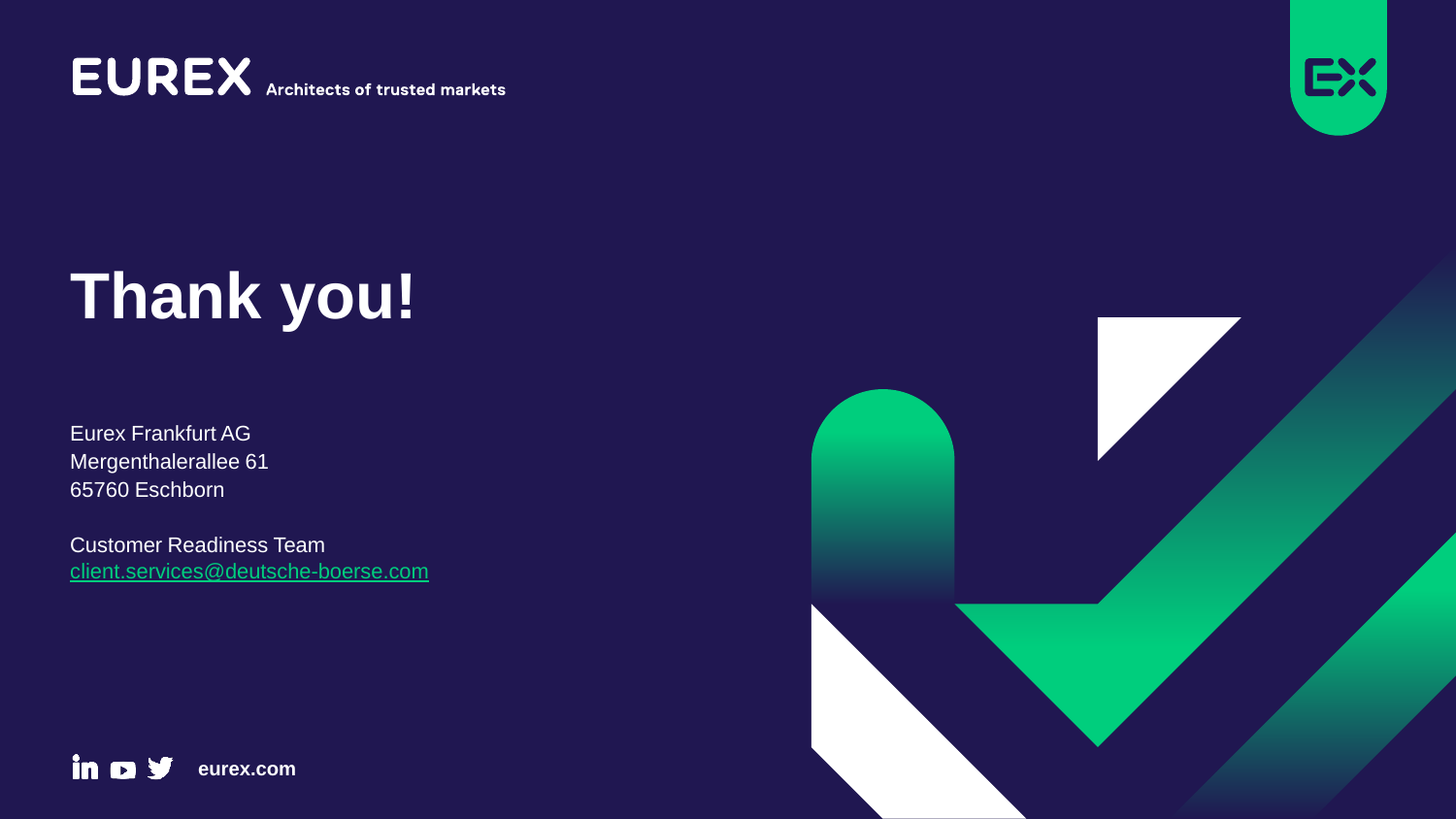EUREX Architects of trusted markets

# Thank you!

Eurex Frankfurt AG
Mergenthalerallee 61
65760 Eschborn

Customer Readiness Team
client.services@deutsche-boerse.com

eurex.com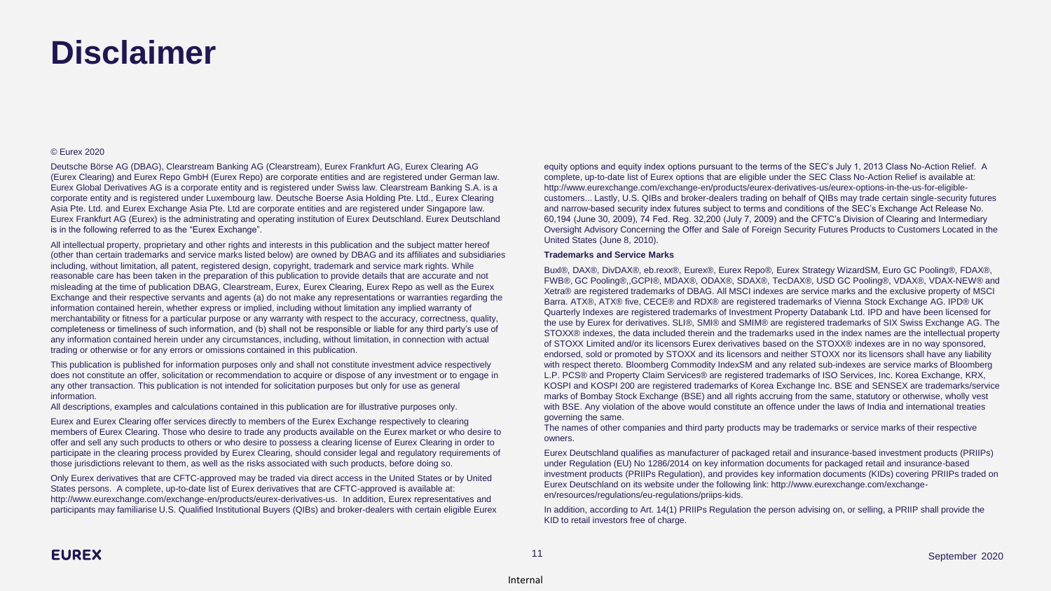# Disclaimer

© Eurex 2020

Deutsche Börse AG (DBAG), Clearstream Banking AG (Clearstream), Eurex Frankfurt AG, Eurex Clearing AG (Eurex Clearing) and Eurex Repo GmbH (Eurex Repo) are corporate entities and are registered under German law. Eurex Global Derivatives AG is a corporate entity and is registered under Swiss law. Clearstream Banking S.A. is a corporate entity and is registered under Luxembourg law. Deutsche Boerse Asia Holding Pte. Ltd., Eurex Clearing Asia Pte. Ltd. and Eurex Exchange Asia Pte. Ltd are corporate entities and are registered under Singapore law. Eurex Frankfurt AG (Eurex) is the administrating and operating institution of Eurex Deutschland. Eurex Deutschland is in the following referred to as the "Eurex Exchange".

All intellectual property, proprietary and other rights and interests in this publication and the subject matter hereof (other than certain trademarks and service marks listed below) are owned by DBAG and its affiliates and subsidiaries including, without limitation, all patent, registered design, copyright, trademark and service mark rights. While reasonable care has been taken in the preparation of this publication to provide details that are accurate and not misleading at the time of publication DBAG, Clearstream, Eurex, Eurex Clearing, Eurex Repo as well as the Eurex Exchange and their respective servants and agents (a) do not make any representations or warranties regarding the information contained herein, whether express or implied, including without limitation any implied warranty of merchantability or fitness for a particular purpose or any warranty with respect to the accuracy, correctness, quality, completeness or timeliness of such information, and (b) shall not be responsible or liable for any third party's use of any information contained herein under any circumstances, including, without limitation, in connection with actual trading or otherwise or for any errors or omissions contained in this publication.

This publication is published for information purposes only and shall not constitute investment advice respectively does not constitute an offer, solicitation or recommendation to acquire or dispose of any investment or to engage in any other transaction. This publication is not intended for solicitation purposes but only for use as general information.

All descriptions, examples and calculations contained in this publication are for illustrative purposes only.

Eurex and Eurex Clearing offer services directly to members of the Eurex Exchange respectively to clearing members of Eurex Clearing. Those who desire to trade any products available on the Eurex market or who desire to offer and sell any such products to others or who desire to possess a clearing license of Eurex Clearing in order to participate in the clearing process provided by Eurex Clearing, should consider legal and regulatory requirements of those jurisdictions relevant to them, as well as the risks associated with such products, before doing so.

Only Eurex derivatives that are CFTC-approved may be traded via direct access in the United States or by United States persons. A complete, up-to-date list of Eurex derivatives that are CFTC-approved is available at: http://www.eurexchange.com/exchange-en/products/eurex-derivatives-us. In addition, Eurex representatives and participants may familiarise U.S. Qualified Institutional Buyers (QIBs) and broker-dealers with certain eligible Eurex equity options and equity index options pursuant to the terms of the SEC's July 1, 2013 Class No-Action Relief. A complete, up-to-date list of Eurex options that are eligible under the SEC Class No-Action Relief is available at: http://www.eurexchange.com/exchange-en/products/eurex-derivatives-us/eurex-options-in-the-us-for-eligible-customers... Lastly, U.S. QIBs and broker-dealers trading on behalf of QIBs may trade certain single-security futures and narrow-based security index futures subject to terms and conditions of the SEC's Exchange Act Release No. 60,194 (June 30, 2009), 74 Fed. Reg. 32,200 (July 7, 2009) and the CFTC's Division of Clearing and Intermediary Oversight Advisory Concerning the Offer and Sale of Foreign Security Futures Products to Customers Located in the United States (June 8, 2010).

**Trademarks and Service Marks**

Buxl®, DAX®, DivDAX®, eb.rexx®, Eurex®, Eurex Repo®, Eurex Strategy WizardSM, Euro GC Pooling®, FDAX®, FWB®, GC Pooling®,,GCPI®, MDAX®, ODAX®, SDAX®, TecDAX®, USD GC Pooling®, VDAX®, VDAX-NEW® and Xetra® are registered trademarks of DBAG. All MSCI indexes are service marks and the exclusive property of MSCI Barra. ATX®, ATX® five, CECE® and RDX® are registered trademarks of Vienna Stock Exchange AG. IPD® UK Quarterly Indexes are registered trademarks of Investment Property Databank Ltd. IPD and have been licensed for the use by Eurex for derivatives. SLI®, SMI® and SMIM® are registered trademarks of SIX Swiss Exchange AG. The STOXX® indexes, the data included therein and the trademarks used in the index names are the intellectual property of STOXX Limited and/or its licensors Eurex derivatives based on the STOXX® indexes are in no way sponsored, endorsed, sold or promoted by STOXX and its licensors and neither STOXX nor its licensors shall have any liability with respect thereto. Bloomberg Commodity IndexSM and any related sub-indexes are service marks of Bloomberg L.P. PCS® and Property Claim Services® are registered trademarks of ISO Services, Inc. Korea Exchange, KRX, KOSPI and KOSPI 200 are registered trademarks of Korea Exchange Inc. BSE and SENSEX are trademarks/service marks of Bombay Stock Exchange (BSE) and all rights accruing from the same, statutory or otherwise, wholly vest with BSE. Any violation of the above would constitute an offence under the laws of India and international treaties governing the same.

The names of other companies and third party products may be trademarks or service marks of their respective owners.

Eurex Deutschland qualifies as manufacturer of packaged retail and insurance-based investment products (PRIIPs) under Regulation (EU) No 1286/2014 on key information documents for packaged retail and insurance-based investment products (PRIIPs Regulation), and provides key information documents (KIDs) covering PRIIPs traded on Eurex Deutschland on its website under the following link: http://www.eurexchange.com/exchange-en/resources/regulations/eu-regulations/priips-kids.

In addition, according to Art. 14(1) PRIIPs Regulation the person advising on, or selling, a PRIIP shall provide the KID to retail investors free of charge.

EUREX

September 2020

Internal